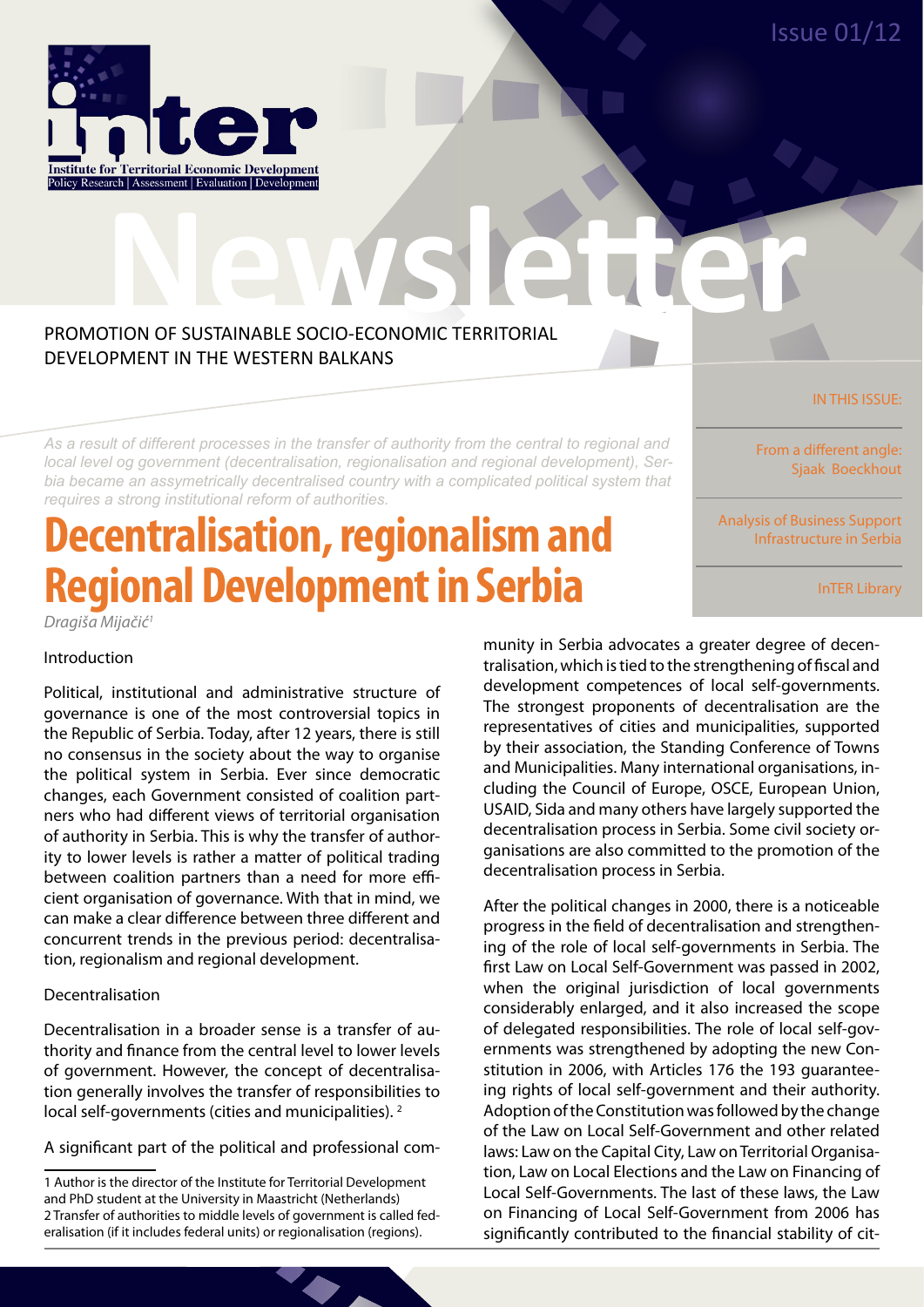Issue 01/12

inter
Institute for Territorial Economic Development
Policy Research | Assessment | Evaluation | Development

Newsletter

PROMOTION OF SUSTAINABLE SOCIO-ECONOMIC TERRITORIAL DEVELOPMENT IN THE WESTERN BALKANS

IN THIS ISSUE:

- From a different angle: Sjaak Boeckhout
- Analysis of Business Support Infrastructure in Serbia
- InTER Library

*As a result of different processes in the transfer of authority from the central to regional and local level og government (decentralisation, regionalisation and regional development), Serbia became an assymetrically decentralised country with a complicated political system that requires a strong institutional reform of authorities.*

# Decentralisation, regionalism and Regional Development in Serbia

*Dragiša Mijačić*[1]

## Introduction

Political, institutional and administrative structure of governance is one of the most controversial topics in the Republic of Serbia. Today, after 12 years, there is still no consensus in the society about the way to organise the political system in Serbia. Ever since democratic changes, each Government consisted of coalition partners who had different views of territorial organisation of authority in Serbia. This is why the transfer of authority to lower levels is rather a matter of political trading between coalition partners than a need for more efficient organisation of governance. With that in mind, we can make a clear difference between three different and concurrent trends in the previous period: decentralisation, regionalism and regional development.

## Decentralisation

Decentralisation in a broader sense is a transfer of authority and finance from the central level to lower levels of government. However, the concept of decentralisation generally involves the transfer of responsibilities to local self-governments (cities and municipalities). [2]

A significant part of the political and professional community in Serbia advocates a greater degree of decentralisation, which is tied to the strengthening of fiscal and development competences of local self-governments. The strongest proponents of decentralisation are the representatives of cities and municipalities, supported by their association, the Standing Conference of Towns and Municipalities. Many international organisations, including the Council of Europe, OSCE, European Union, USAID, Sida and many others have largely supported the decentralisation process in Serbia. Some civil society organisations are also committed to the promotion of the decentralisation process in Serbia.

After the political changes in 2000, there is a noticeable progress in the field of decentralisation and strengthening of the role of local self-governments in Serbia. The first Law on Local Self-Government was passed in 2002, when the original jurisdiction of local governments considerably enlarged, and it also increased the scope of delegated responsibilities. The role of local self-governments was strengthened by adopting the new Constitution in 2006, with Articles 176 the 193 guaranteeing rights of local self-government and their authority. Adoption of the Constitution was followed by the change of the Law on Local Self-Government and other related laws: Law on the Capital City, Law on Territorial Organisation, Law on Local Elections and the Law on Financing of Local Self-Governments. The last of these laws, the Law on Financing of Local Self-Government from 2006 has significantly contributed to the financial stability of cit-

---

1 Author is the director of the Institute for Territorial Development and PhD student at the University in Maastricht (Netherlands)

2 Transfer of authorities to middle levels of government is called federalisation (if it includes federal units) or regionalisation (regions).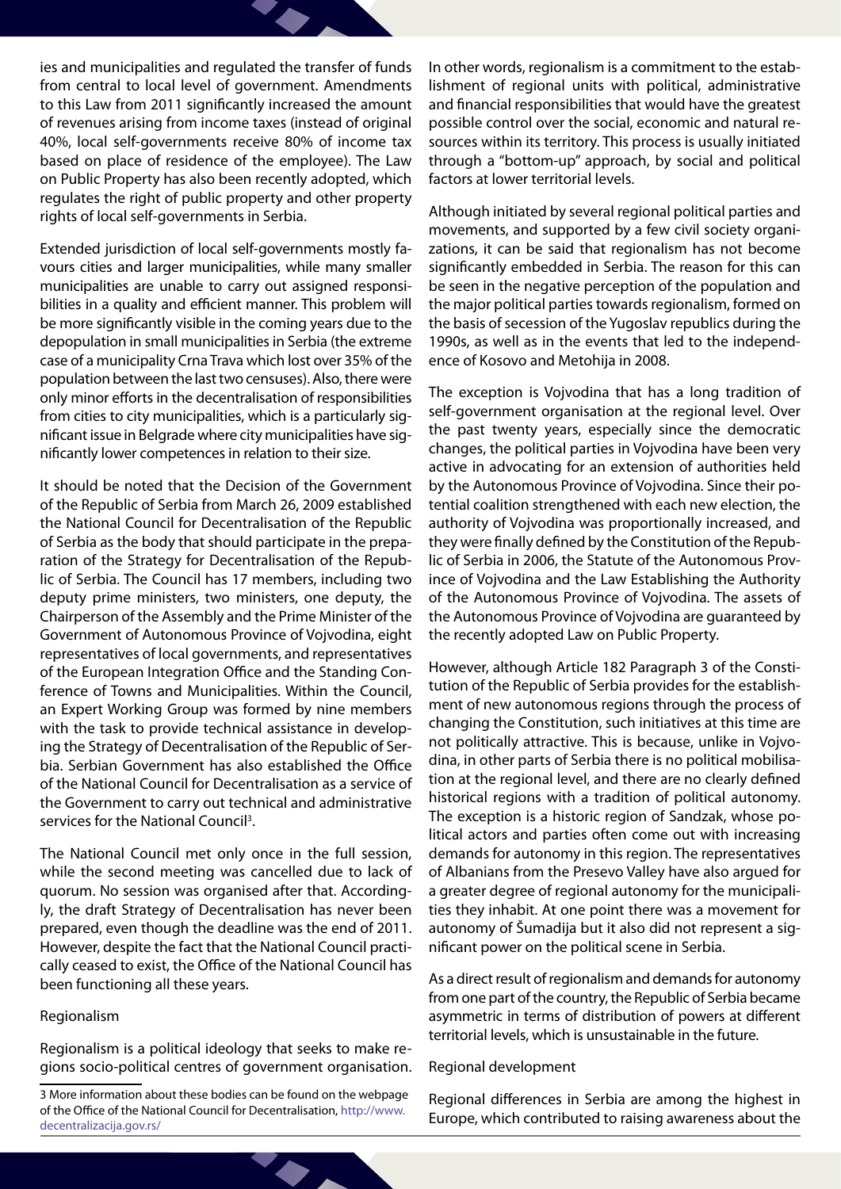ies and municipalities and regulated the transfer of funds from central to local level of government. Amendments to this Law from 2011 significantly increased the amount of revenues arising from income taxes (instead of original 40%, local self-governments receive 80% of income tax based on place of residence of the employee). The Law on Public Property has also been recently adopted, which regulates the right of public property and other property rights of local self-governments in Serbia.

Extended jurisdiction of local self-governments mostly favours cities and larger municipalities, while many smaller municipalities are unable to carry out assigned responsibilities in a quality and efficient manner. This problem will be more significantly visible in the coming years due to the depopulation in small municipalities in Serbia (the extreme case of a municipality Crna Trava which lost over 35% of the population between the last two censuses). Also, there were only minor efforts in the decentralisation of responsibilities from cities to city municipalities, which is a particularly significant issue in Belgrade where city municipalities have significantly lower competences in relation to their size.

It should be noted that the Decision of the Government of the Republic of Serbia from March 26, 2009 established the National Council for Decentralisation of the Republic of Serbia as the body that should participate in the preparation of the Strategy for Decentralisation of the Republic of Serbia. The Council has 17 members, including two deputy prime ministers, two ministers, one deputy, the Chairperson of the Assembly and the Prime Minister of the Government of Autonomous Province of Vojvodina, eight representatives of local governments, and representatives of the European Integration Office and the Standing Conference of Towns and Municipalities. Within the Council, an Expert Working Group was formed by nine members with the task to provide technical assistance in developing the Strategy of Decentralisation of the Republic of Serbia. Serbian Government has also established the Office of the National Council for Decentralisation as a service of the Government to carry out technical and administrative services for the National Council[3].

The National Council met only once in the full session, while the second meeting was cancelled due to lack of quorum. No session was organised after that. Accordingly, the draft Strategy of Decentralisation has never been prepared, even though the deadline was the end of 2011. However, despite the fact that the National Council practically ceased to exist, the Office of the National Council has been functioning all these years.

Regionalism

Regionalism is a political ideology that seeks to make regions socio-political centres of government organisation. In other words, regionalism is a commitment to the establishment of regional units with political, administrative and financial responsibilities that would have the greatest possible control over the social, economic and natural resources within its territory. This process is usually initiated through a "bottom-up" approach, by social and political factors at lower territorial levels.

Although initiated by several regional political parties and movements, and supported by a few civil society organizations, it can be said that regionalism has not become significantly embedded in Serbia. The reason for this can be seen in the negative perception of the population and the major political parties towards regionalism, formed on the basis of secession of the Yugoslav republics during the 1990s, as well as in the events that led to the independence of Kosovo and Metohija in 2008.

The exception is Vojvodina that has a long tradition of self-government organisation at the regional level. Over the past twenty years, especially since the democratic changes, the political parties in Vojvodina have been very active in advocating for an extension of authorities held by the Autonomous Province of Vojvodina. Since their potential coalition strengthened with each new election, the authority of Vojvodina was proportionally increased, and they were finally defined by the Constitution of the Republic of Serbia in 2006, the Statute of the Autonomous Province of Vojvodina and the Law Establishing the Authority of the Autonomous Province of Vojvodina. The assets of the Autonomous Province of Vojvodina are guaranteed by the recently adopted Law on Public Property.

However, although Article 182 Paragraph 3 of the Constitution of the Republic of Serbia provides for the establishment of new autonomous regions through the process of changing the Constitution, such initiatives at this time are not politically attractive. This is because, unlike in Vojvodina, in other parts of Serbia there is no political mobilisation at the regional level, and there are no clearly defined historical regions with a tradition of political autonomy. The exception is a historic region of Sandzak, whose political actors and parties often come out with increasing demands for autonomy in this region. The representatives of Albanians from the Presevo Valley have also argued for a greater degree of regional autonomy for the municipalities they inhabit. At one point there was a movement for autonomy of Šumadija but it also did not represent a significant power on the political scene in Serbia.

As a direct result of regionalism and demands for autonomy from one part of the country, the Republic of Serbia became asymmetric in terms of distribution of powers at different territorial levels, which is unsustainable in the future.

Regional development

Regional differences in Serbia are among the highest in Europe, which contributed to raising awareness about the

[3] More information about these bodies can be found on the webpage of the Office of the National Council for Decentralisation, http://www.decentralizacija.gov.rs/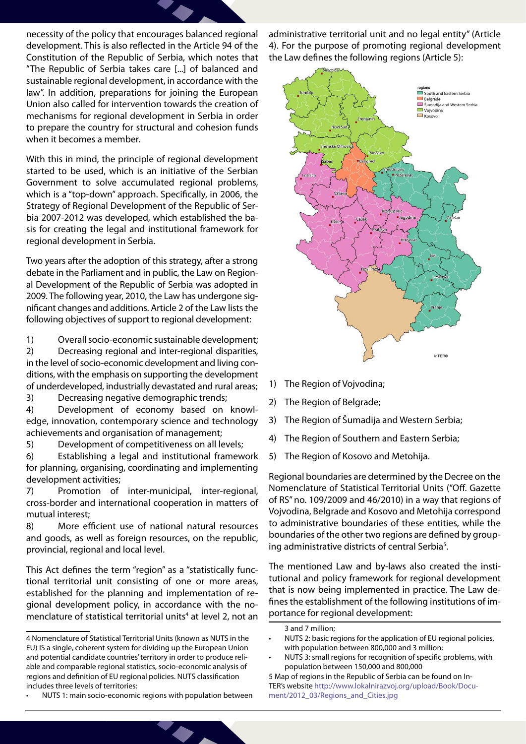necessity of the policy that encourages balanced regional development. This is also reflected in the Article 94 of the Constitution of the Republic of Serbia, which notes that "The Republic of Serbia takes care [...] of balanced and sustainable regional development, in accordance with the law". In addition, preparations for joining the European Union also called for intervention towards the creation of mechanisms for regional development in Serbia in order to prepare the country for structural and cohesion funds when it becomes a member.

With this in mind, the principle of regional development started to be used, which is an initiative of the Serbian Government to solve accumulated regional problems, which is a "top-down" approach. Specifically, in 2006, the Strategy of Regional Development of the Republic of Serbia 2007-2012 was developed, which established the basis for creating the legal and institutional framework for regional development in Serbia.

Two years after the adoption of this strategy, after a strong debate in the Parliament and in public, the Law on Regional Development of the Republic of Serbia was adopted in 2009. The following year, 2010, the Law has undergone significant changes and additions. Article 2 of the Law lists the following objectives of support to regional development:

1) Overall socio-economic sustainable development;
2) Decreasing regional and inter-regional disparities, in the level of socio-economic development and living conditions, with the emphasis on supporting the development of underdeveloped, industrially devastated and rural areas;
3) Decreasing negative demographic trends;
4) Development of economy based on knowledge, innovation, contemporary science and technology achievements and organisation of management;
5) Development of competitiveness on all levels;
6) Establishing a legal and institutional framework for planning, organising, coordinating and implementing development activities;
7) Promotion of inter-municipal, inter-regional, cross-border and international cooperation in matters of mutual interest;
8) More efficient use of national natural resources and goods, as well as foreign resources, on the republic, provincial, regional and local level.

This Act defines the term "region" as a "statistically functional territorial unit consisting of one or more areas, established for the planning and implementation of regional development policy, in accordance with the nomenclature of statistical territorial units[4] at level 2, not an administrative territorial unit and no legal entity" (Article 4). For the purpose of promoting regional development the Law defines the following regions (Article 5):

regions
South and Eastern Serbia
Belgrade
Šumadija and Western Serbia
Vojvodina
Kosovo

Subotica
Sombor
Zrenjanin
Novi Sad
Sremska Mitrovica
Pančevo
Šabac
Beograd
Smederevo
Požarevac
Loznica
Valjevo
Kragujevac
Jagodina
Zaječar
Užice
Čačak
Kraljevo
Kruševac
Niš
Novi Pazar
Leskovac
Vranje
InTER©

1) The Region of Vojvodina;
2) The Region of Belgrade;
3) The Region of Šumadija and Western Serbia;
4) The Region of Southern and Eastern Serbia;
5) The Region of Kosovo and Metohija.

Regional boundaries are determined by the Decree on the Nomenclature of Statistical Territorial Units ("Off. Gazette of RS" no. 109/2009 and 46/2010) in a way that regions of Vojvodina, Belgrade and Kosovo and Metohija correspond to administrative boundaries of these entities, while the boundaries of the other two regions are defined by grouping administrative districts of central Serbia[5].

The mentioned Law and by-laws also created the institutional and policy framework for regional development that is now being implemented in practice. The Law defines the establishment of the following institutions of importance for regional development:

---

4 Nomenclature of Statistical Territorial Units (known as NUTS in the EU) IS a single, coherent system for dividing up the European Union and potential candidate countries' territory in order to produce reliable and comparable regional statistics, socio-economic analysis of regions and definition of EU regional policies. NUTS classification includes three levels of territories:

- NUTS 1: main socio-economic regions with population between 3 and 7 million;
- NUTS 2: basic regions for the application of EU regional policies, with population between 800,000 and 3 million;
- NUTS 3: small regions for recognition of specific problems, with population between 150,000 and 800,000

5 Map of regions in the Republic of Serbia can be found on InTER's website http://www.lokalnirazvoj.org/upload/Book/Document/2012_03/Regions_and_Cities.jpg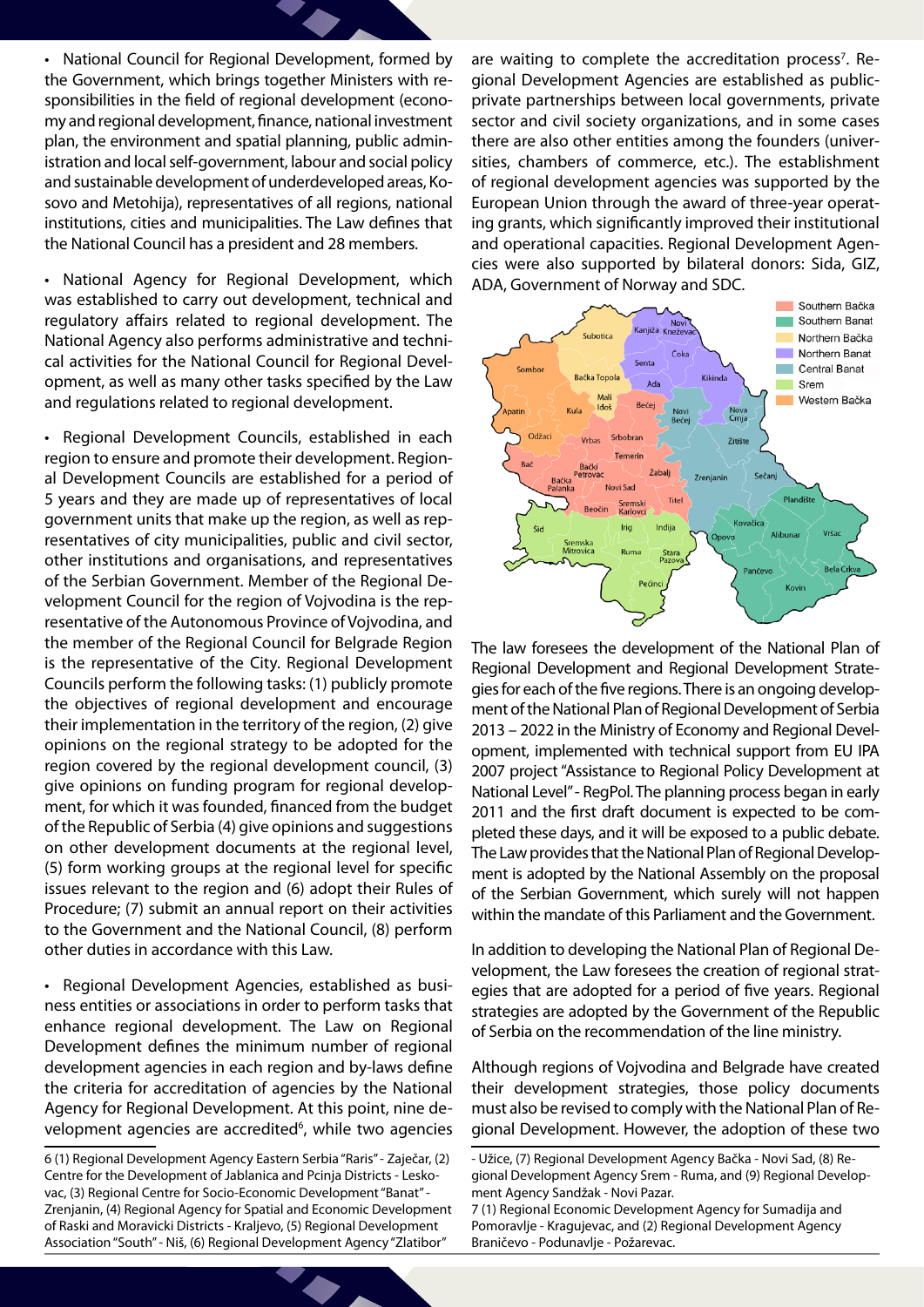• National Council for Regional Development, formed by the Government, which brings together Ministers with responsibilities in the field of regional development (economy and regional development, finance, national investment plan, the environment and spatial planning, public administration and local self-government, labour and social policy and sustainable development of underdeveloped areas, Kosovo and Metohija), representatives of all regions, national institutions, cities and municipalities. The Law defines that the National Council has a president and 28 members.

• National Agency for Regional Development, which was established to carry out development, technical and regulatory affairs related to regional development. The National Agency also performs administrative and technical activities for the National Council for Regional Development, as well as many other tasks specified by the Law and regulations related to regional development.

• Regional Development Councils, established in each region to ensure and promote their development. Regional Development Councils are established for a period of 5 years and they are made up of representatives of local government units that make up the region, as well as representatives of city municipalities, public and civil sector, other institutions and organisations, and representatives of the Serbian Government. Member of the Regional Development Council for the region of Vojvodina is the representative of the Autonomous Province of Vojvodina, and the member of the Regional Council for Belgrade Region is the representative of the City. Regional Development Councils perform the following tasks: (1) publicly promote the objectives of regional development and encourage their implementation in the territory of the region, (2) give opinions on the regional strategy to be adopted for the region covered by the regional development council, (3) give opinions on funding program for regional development, for which it was founded, financed from the budget of the Republic of Serbia (4) give opinions and suggestions on other development documents at the regional level, (5) form working groups at the regional level for specific issues relevant to the region and (6) adopt their Rules of Procedure; (7) submit an annual report on their activities to the Government and the National Council, (8) perform other duties in accordance with this Law.

• Regional Development Agencies, established as business entities or associations in order to perform tasks that enhance regional development. The Law on Regional Development defines the minimum number of regional development agencies in each region and by-laws define the criteria for accreditation of agencies by the National Agency for Regional Development. At this point, nine development agencies are accredited[6], while two agencies are waiting to complete the accreditation process[7]. Regional Development Agencies are established as public-private partnerships between local governments, private sector and civil society organizations, and in some cases there are also other entities among the founders (universities, chambers of commerce, etc.). The establishment of regional development agencies was supported by the European Union through the award of three-year operating grants, which significantly improved their institutional and operational capacities. Regional Development Agencies were also supported by bilateral donors: Sida, GIZ, ADA, Government of Norway and SDC.

Southern Bačka
Southern Banat
Northern Bačka
Northern Banat
Central Banat
Srem
Western Bačka

Subotica, Novi Kneževac, Kanjiža, Čoka, Senta, Sombor, Bačka Topola, Ada, Kikinda, Mali Iđoš, Bečej, Novi Bečej, Nova Crnja, Apatin, Kula, Odžaci, Vrbas, Srbobran, Žitište, Temerin, Bač, Bački Petrovac, Žabalj, Zrenjanin, Sečanj, Bačka Palanka, Novi Sad, Titel, Plandište, Beočin, Sremski Karlovci, Šid, Irig, Inđija, Kovačica, Sremska Mitrovica, Ruma, Stara Pazova, Opovo, Alibunar, Vršac, Pančevo, Bela Crkva, Pećinci, Kovin

The law foresees the development of the National Plan of Regional Development and Regional Development Strategies for each of the five regions. There is an ongoing development of the National Plan of Regional Development of Serbia 2013 – 2022 in the Ministry of Economy and Regional Development, implemented with technical support from EU IPA 2007 project "Assistance to Regional Policy Development at National Level" - RegPol. The planning process began in early 2011 and the first draft document is expected to be completed these days, and it will be exposed to a public debate. The Law provides that the National Plan of Regional Development is adopted by the National Assembly on the proposal of the Serbian Government, which surely will not happen within the mandate of this Parliament and the Government.

In addition to developing the National Plan of Regional Development, the Law foresees the creation of regional strategies that are adopted for a period of five years. Regional strategies are adopted by the Government of the Republic of Serbia on the recommendation of the line ministry.

Although regions of Vojvodina and Belgrade have created their development strategies, those policy documents must also be revised to comply with the National Plan of Regional Development. However, the adoption of these two

---

6 (1) Regional Development Agency Eastern Serbia "Raris" - Zaječar, (2) Centre for the Development of Jablanica and Pcinja Districts - Leskovac, (3) Regional Centre for Socio-Economic Development "Banat" - Zrenjanin, (4) Regional Agency for Spatial and Economic Development of Raski and Moravicki Districts - Kraljevo, (5) Regional Development Association "South" - Niš, (6) Regional Development Agency "Zlatibor" - Užice, (7) Regional Development Agency Bačka - Novi Sad, (8) Regional Development Agency Srem - Ruma, and (9) Regional Development Agency Sandžak - Novi Pazar.

7 (1) Regional Economic Development Agency for Sumadija and Pomoravlje - Kragujevac, and (2) Regional Development Agency Braničevo - Podunavlje - Požarevac.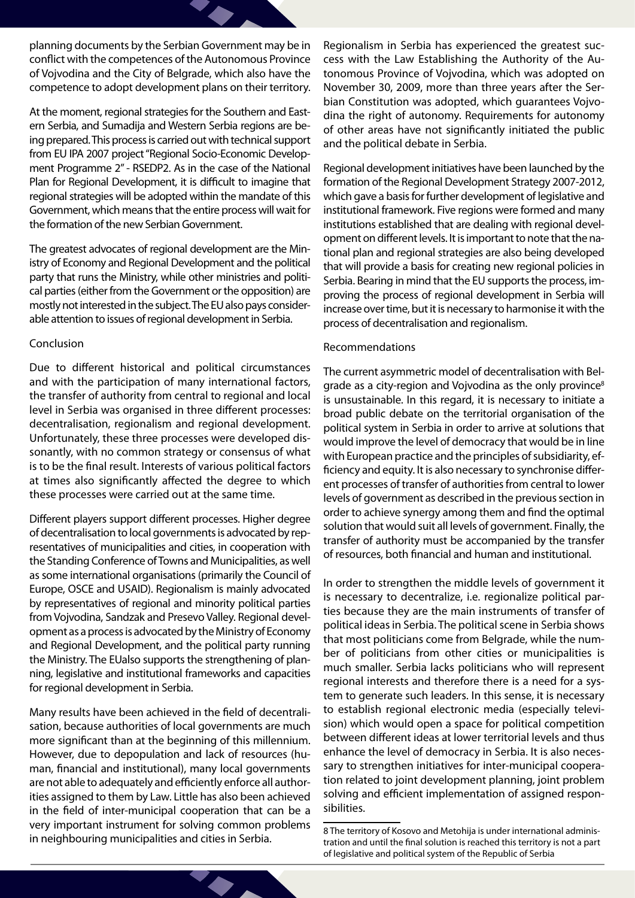planning documents by the Serbian Government may be in conflict with the competences of the Autonomous Province of Vojvodina and the City of Belgrade, which also have the competence to adopt development plans on their territory.

At the moment, regional strategies for the Southern and Eastern Serbia, and Sumadija and Western Serbia regions are being prepared. This process is carried out with technical support from EU IPA 2007 project "Regional Socio-Economic Development Programme 2" - RSEDP2. As in the case of the National Plan for Regional Development, it is difficult to imagine that regional strategies will be adopted within the mandate of this Government, which means that the entire process will wait for the formation of the new Serbian Government.

The greatest advocates of regional development are the Ministry of Economy and Regional Development and the political party that runs the Ministry, while other ministries and political parties (either from the Government or the opposition) are mostly not interested in the subject. The EU also pays considerable attention to issues of regional development in Serbia.

## Conclusion

Due to different historical and political circumstances and with the participation of many international factors, the transfer of authority from central to regional and local level in Serbia was organised in three different processes: decentralisation, regionalism and regional development. Unfortunately, these three processes were developed dissonantly, with no common strategy or consensus of what is to be the final result. Interests of various political factors at times also significantly affected the degree to which these processes were carried out at the same time.

Different players support different processes. Higher degree of decentralisation to local governments is advocated by representatives of municipalities and cities, in cooperation with the Standing Conference of Towns and Municipalities, as well as some international organisations (primarily the Council of Europe, OSCE and USAID). Regionalism is mainly advocated by representatives of regional and minority political parties from Vojvodina, Sandzak and Presevo Valley. Regional development as a process is advocated by the Ministry of Economy and Regional Development, and the political party running the Ministry. The EUalso supports the strengthening of planning, legislative and institutional frameworks and capacities for regional development in Serbia.

Many results have been achieved in the field of decentralisation, because authorities of local governments are much more significant than at the beginning of this millennium. However, due to depopulation and lack of resources (human, financial and institutional), many local governments are not able to adequately and efficiently enforce all authorities assigned to them by Law. Little has also been achieved in the field of inter-municipal cooperation that can be a very important instrument for solving common problems in neighbouring municipalities and cities in Serbia.

Regionalism in Serbia has experienced the greatest success with the Law Establishing the Authority of the Autonomous Province of Vojvodina, which was adopted on November 30, 2009, more than three years after the Serbian Constitution was adopted, which guarantees Vojvodina the right of autonomy. Requirements for autonomy of other areas have not significantly initiated the public and the political debate in Serbia.

Regional development initiatives have been launched by the formation of the Regional Development Strategy 2007-2012, which gave a basis for further development of legislative and institutional framework. Five regions were formed and many institutions established that are dealing with regional development on different levels. It is important to note that the national plan and regional strategies are also being developed that will provide a basis for creating new regional policies in Serbia. Bearing in mind that the EU supports the process, improving the process of regional development in Serbia will increase over time, but it is necessary to harmonise it with the process of decentralisation and regionalism.

## Recommendations

The current asymmetric model of decentralisation with Belgrade as a city-region and Vojvodina as the only province[8] is unsustainable. In this regard, it is necessary to initiate a broad public debate on the territorial organisation of the political system in Serbia in order to arrive at solutions that would improve the level of democracy that would be in line with European practice and the principles of subsidiarity, efficiency and equity. It is also necessary to synchronise different processes of transfer of authorities from central to lower levels of government as described in the previous section in order to achieve synergy among them and find the optimal solution that would suit all levels of government. Finally, the transfer of authority must be accompanied by the transfer of resources, both financial and human and institutional.

In order to strengthen the middle levels of government it is necessary to decentralize, i.e. regionalize political parties because they are the main instruments of transfer of political ideas in Serbia. The political scene in Serbia shows that most politicians come from Belgrade, while the number of politicians from other cities or municipalities is much smaller. Serbia lacks politicians who will represent regional interests and therefore there is a need for a system to generate such leaders. In this sense, it is necessary to establish regional electronic media (especially television) which would open a space for political competition between different ideas at lower territorial levels and thus enhance the level of democracy in Serbia. It is also necessary to strengthen initiatives for inter-municipal cooperation related to joint development planning, joint problem solving and efficient implementation of assigned responsibilities.

---

8 The territory of Kosovo and Metohija is under international administration and until the final solution is reached this territory is not a part of legislative and political system of the Republic of Serbia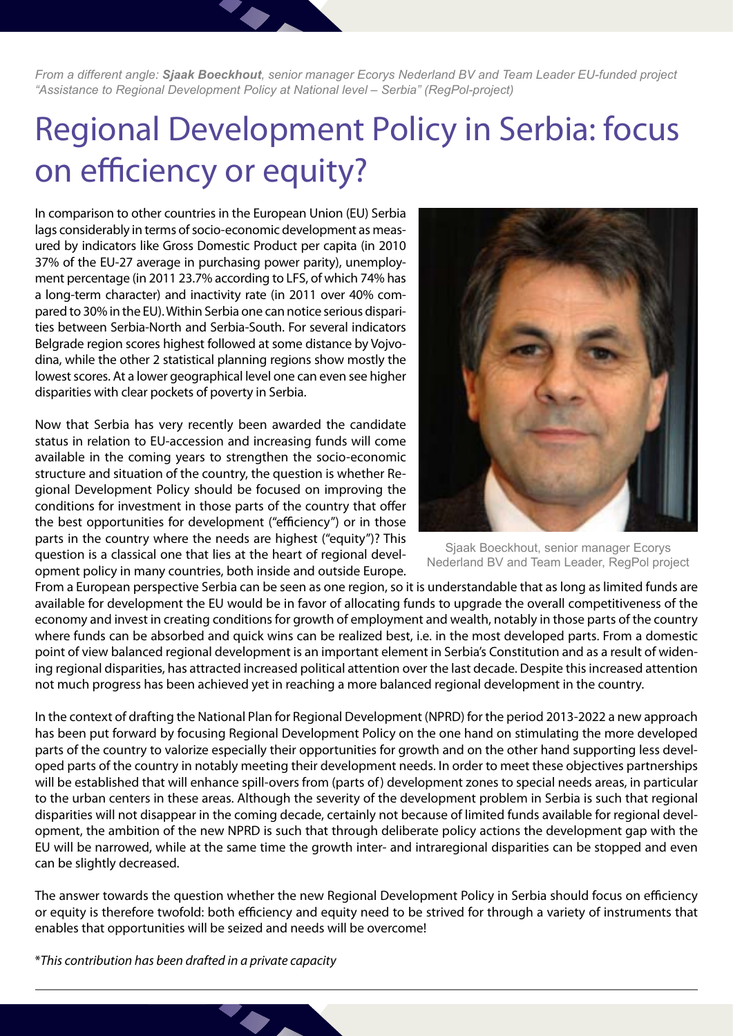*From a different angle: **Sjaak Boeckhout**, senior manager Ecorys Nederland BV and Team Leader EU-funded project "Assistance to Regional Development Policy at National level – Serbia" (RegPol-project)*

# Regional Development Policy in Serbia: focus on efficiency or equity?

In comparison to other countries in the European Union (EU) Serbia lags considerably in terms of socio-economic development as measured by indicators like Gross Domestic Product per capita (in 2010 37% of the EU-27 average in purchasing power parity), unemployment percentage (in 2011 23.7% according to LFS, of which 74% has a long-term character) and inactivity rate (in 2011 over 40% compared to 30% in the EU). Within Serbia one can notice serious disparities between Serbia-North and Serbia-South. For several indicators Belgrade region scores highest followed at some distance by Vojvodina, while the other 2 statistical planning regions show mostly the lowest scores. At a lower geographical level one can even see higher disparities with clear pockets of poverty in Serbia.

Now that Serbia has very recently been awarded the candidate status in relation to EU-accession and increasing funds will come available in the coming years to strengthen the socio-economic structure and situation of the country, the question is whether Regional Development Policy should be focused on improving the conditions for investment in those parts of the country that offer the best opportunities for development ("efficiency") or in those parts in the country where the needs are highest ("equity")? This question is a classical one that lies at the heart of regional development policy in many countries, both inside and outside Europe. From a European perspective Serbia can be seen as one region, so it is understandable that as long as limited funds are available for development the EU would be in favor of allocating funds to upgrade the overall competitiveness of the economy and invest in creating conditions for growth of employment and wealth, notably in those parts of the country where funds can be absorbed and quick wins can be realized best, i.e. in the most developed parts. From a domestic point of view balanced regional development is an important element in Serbia's Constitution and as a result of widening regional disparities, has attracted increased political attention over the last decade. Despite this increased attention not much progress has been achieved yet in reaching a more balanced regional development in the country.

Sjaak Boeckhout, senior manager Ecorys Nederland BV and Team Leader, RegPol project

In the context of drafting the National Plan for Regional Development (NPRD) for the period 2013-2022 a new approach has been put forward by focusing Regional Development Policy on the one hand on stimulating the more developed parts of the country to valorize especially their opportunities for growth and on the other hand supporting less developed parts of the country in notably meeting their development needs. In order to meet these objectives partnerships will be established that will enhance spill-overs from (parts of) development zones to special needs areas, in particular to the urban centers in these areas. Although the severity of the development problem in Serbia is such that regional disparities will not disappear in the coming decade, certainly not because of limited funds available for regional development, the ambition of the new NPRD is such that through deliberate policy actions the development gap with the EU will be narrowed, while at the same time the growth inter- and intraregional disparities can be stopped and even can be slightly decreased.

The answer towards the question whether the new Regional Development Policy in Serbia should focus on efficiency or equity is therefore twofold: both efficiency and equity need to be strived for through a variety of instruments that enables that opportunities will be seized and needs will be overcome!

*\*This contribution has been drafted in a private capacity*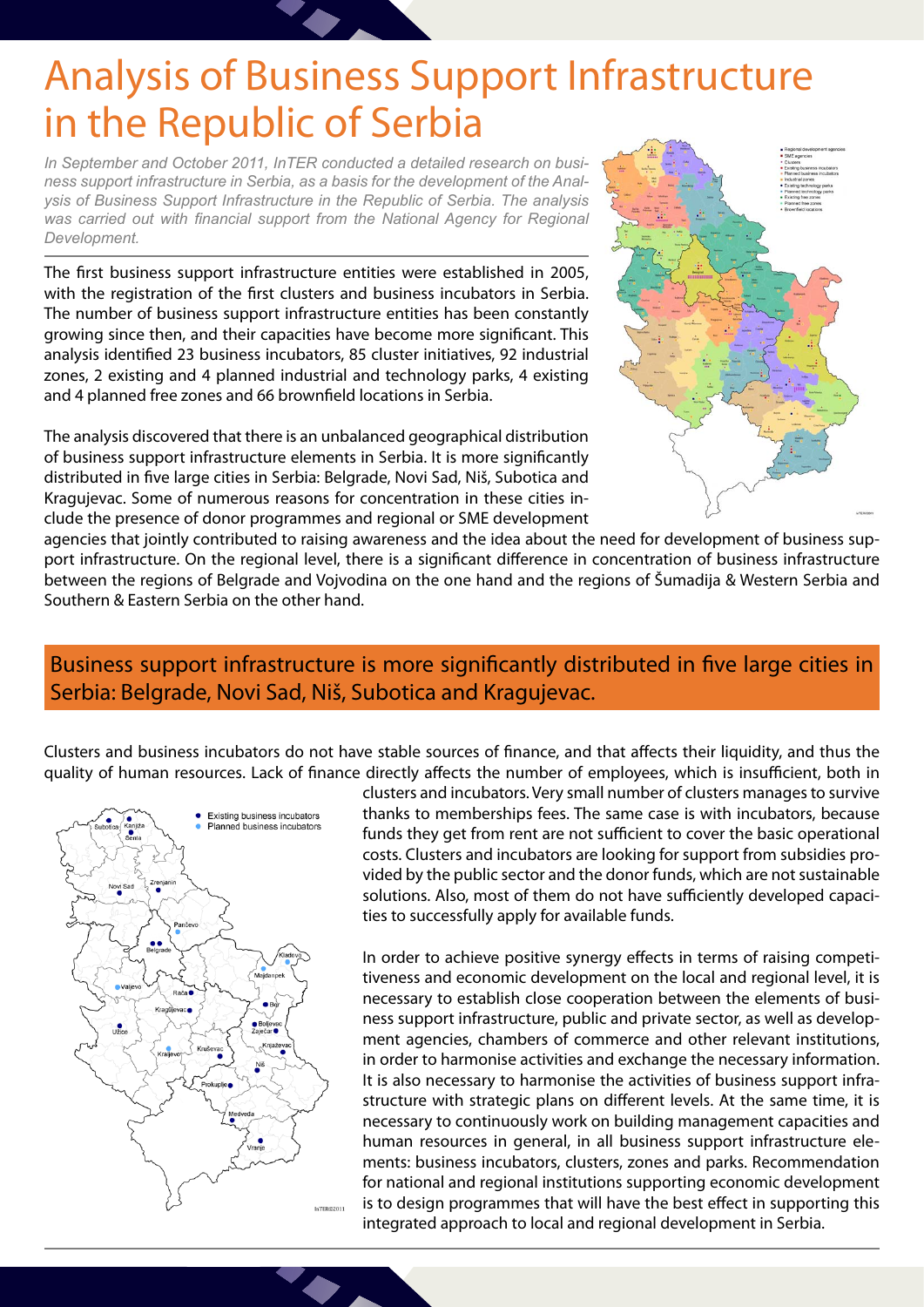# Analysis of Business Support Infrastructure in the Republic of Serbia

*In September and October 2011, InTER conducted a detailed research on business support infrastructure in Serbia, as a basis for the development of the Analysis of Business Support Infrastructure in the Republic of Serbia. The analysis was carried out with financial support from the National Agency for Regional Development.*

The first business support infrastructure entities were established in 2005, with the registration of the first clusters and business incubators in Serbia. The number of business support infrastructure entities has been constantly growing since then, and their capacities have become more significant. This analysis identified 23 business incubators, 85 cluster initiatives, 92 industrial zones, 2 existing and 4 planned industrial and technology parks, 4 existing and 4 planned free zones and 66 brownfield locations in Serbia.

The analysis discovered that there is an unbalanced geographical distribution of business support infrastructure elements in Serbia. It is more significantly distributed in five large cities in Serbia: Belgrade, Novi Sad, Niš, Subotica and Kragujevac. Some of numerous reasons for concentration in these cities include the presence of donor programmes and regional or SME development agencies that jointly contributed to raising awareness and the idea about the need for development of business support infrastructure. On the regional level, there is a significant difference in concentration of business infrastructure between the regions of Belgrade and Vojvodina on the one hand and the regions of Šumadija & Western Serbia and Southern & Eastern Serbia on the other hand.

Regional development agencies
SME agencies
Clusters
Existing business incubators
Planned business incubators
Industrial zones
Existing technology parks
Planned technology parks
Existing free zones
Planned free zones
Brownfield locations

## Business support infrastructure is more significantly distributed in five large cities in Serbia: Belgrade, Novi Sad, Niš, Subotica and Kragujevac.

Clusters and business incubators do not have stable sources of finance, and that affects their liquidity, and thus the quality of human resources. Lack of finance directly affects the number of employees, which is insufficient, both in clusters and incubators. Very small number of clusters manages to survive thanks to memberships fees. The same case is with incubators, because funds they get from rent are not sufficient to cover the basic operational costs. Clusters and incubators are looking for support from subsidies provided by the public sector and the donor funds, which are not sustainable solutions. Also, most of them do not have sufficiently developed capacities to successfully apply for available funds.

Existing business incubators
Planned business incubators

Subotica, Kanjiža, Senta, Novi Sad, Zrenjanin, Pančevo, Belgrade, Kladovo, Majdanpek, Valjevo, Rača, Kragujevac, Bor, Boljevac, Zaječar, Užice, Knjaževac, Kraljevo, Kruševac, Niš, Prokuplje, Medveđa, Vranje

InTER©2011

In order to achieve positive synergy effects in terms of raising competitiveness and economic development on the local and regional level, it is necessary to establish close cooperation between the elements of business support infrastructure, public and private sector, as well as development agencies, chambers of commerce and other relevant institutions, in order to harmonise activities and exchange the necessary information. It is also necessary to harmonise the activities of business support infrastructure with strategic plans on different levels. At the same time, it is necessary to continuously work on building management capacities and human resources in general, in all business support infrastructure elements: business incubators, clusters, zones and parks. Recommendation for national and regional institutions supporting economic development is to design programmes that will have the best effect in supporting this integrated approach to local and regional development in Serbia.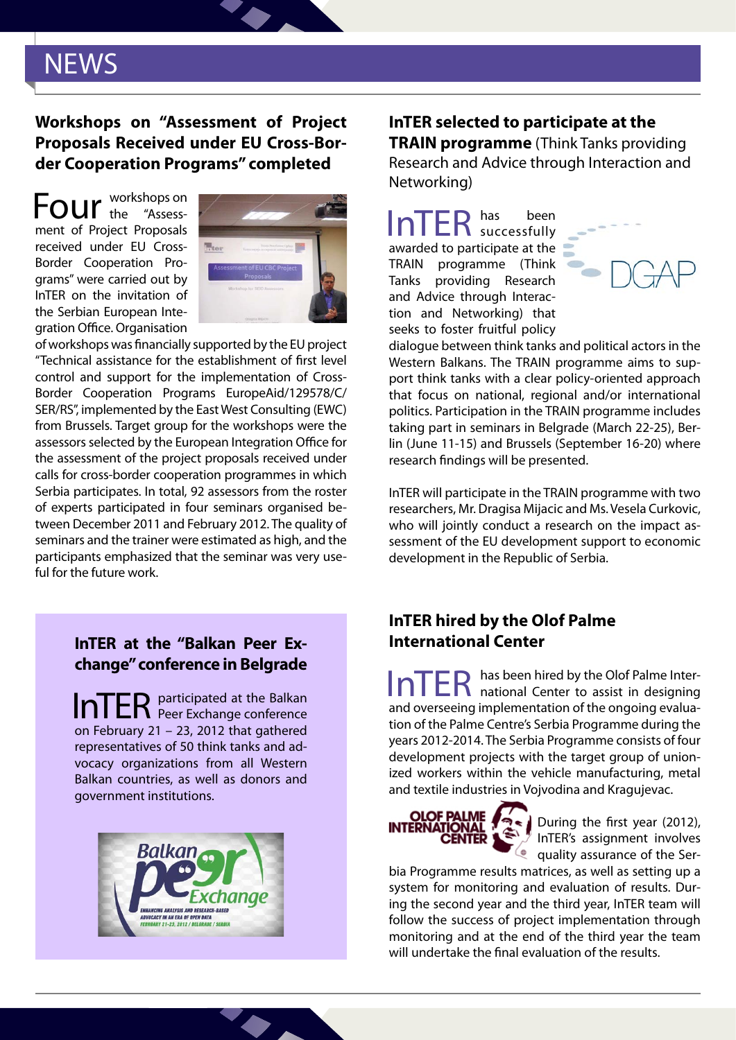# NEWS

## Workshops on "Assessment of Project Proposals Received under EU Cross-Border Cooperation Programs" completed

Four workshops on the "Assessment of Project Proposals received under EU Cross-Border Cooperation Programs" were carried out by InTER on the invitation of the Serbian European Integration Office. Organisation of workshops was financially supported by the EU project "Technical assistance for the establishment of first level control and support for the implementation of Cross-Border Cooperation Programs EuropeAid/129578/C/SER/RS", implemented by the East West Consulting (EWC) from Brussels. Target group for the workshops were the assessors selected by the European Integration Office for the assessment of the project proposals received under calls for cross-border cooperation programmes in which Serbia participates. In total, 92 assessors from the roster of experts participated in four seminars organised between December 2011 and February 2012. The quality of seminars and the trainer were estimated as high, and the participants emphasized that the seminar was very useful for the future work.

## InTER at the "Balkan Peer Exchange" conference in Belgrade

InTER participated at the Balkan Peer Exchange conference on February 21 – 23, 2012 that gathered representatives of 50 think tanks and advocacy organizations from all Western Balkan countries, as well as donors and government institutions.

## InTER selected to participate at the TRAIN programme (Think Tanks providing Research and Advice through Interaction and Networking)

InTER has been successfully awarded to participate at the TRAIN programme (Think Tanks providing Research and Advice through Interaction and Networking) that seeks to foster fruitful policy dialogue between think tanks and political actors in the Western Balkans. The TRAIN programme aims to support think tanks with a clear policy-oriented approach that focus on national, regional and/or international politics. Participation in the TRAIN programme includes taking part in seminars in Belgrade (March 22-25), Berlin (June 11-15) and Brussels (September 16-20) where research findings will be presented.

InTER will participate in the TRAIN programme with two researchers, Mr. Dragisa Mijacic and Ms. Vesela Curkovic, who will jointly conduct a research on the impact assessment of the EU development support to economic development in the Republic of Serbia.

## InTER hired by the Olof Palme International Center

InTER has been hired by the Olof Palme International Center to assist in designing and overseeing implementation of the ongoing evaluation of the Palme Centre's Serbia Programme during the years 2012-2014. The Serbia Programme consists of four development projects with the target group of unionized workers within the vehicle manufacturing, metal and textile industries in Vojvodina and Kragujevac.

During the first year (2012), InTER's assignment involves quality assurance of the Serbia Programme results matrices, as well as setting up a system for monitoring and evaluation of results. During the second year and the third year, InTER team will follow the success of project implementation through monitoring and at the end of the third year the team will undertake the final evaluation of the results.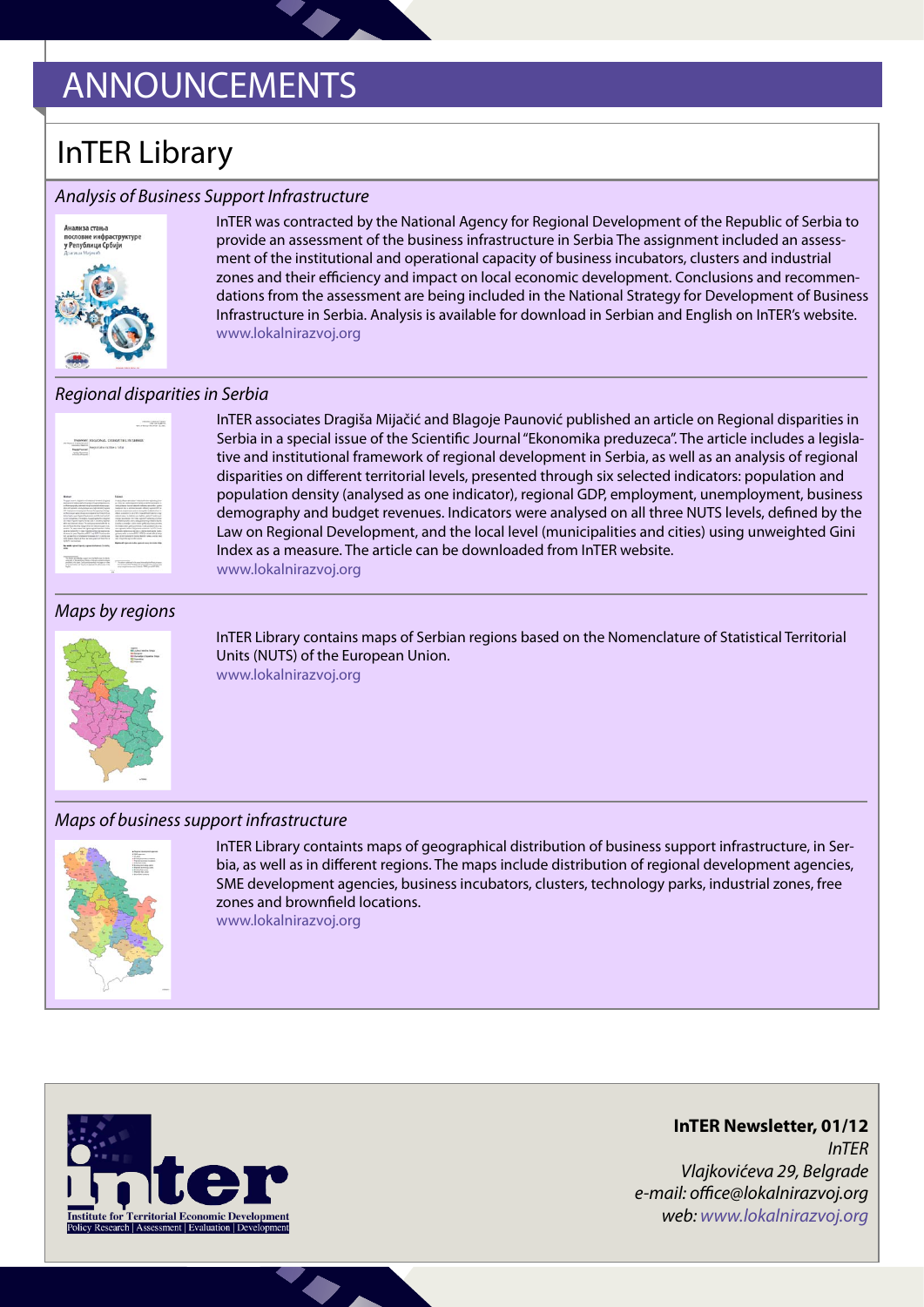# ANNOUNCEMENTS

## InTER Library

### *Analysis of Business Support Infrastructure*

InTER was contracted by the National Agency for Regional Development of the Republic of Serbia to provide an assessment of the business infrastructure in Serbia The assignment included an assessment of the institutional and operational capacity of business incubators, clusters and industrial zones and their efficiency and impact on local economic development. Conclusions and recommendations from the assessment are being included in the National Strategy for Development of Business Infrastructure in Serbia. Analysis is available for download in Serbian and English on InTER's website.
www.lokalnirazvoj.org

### *Regional disparities in Serbia*

InTER associates Dragiša Mijačić and Blagoje Paunović published an article on Regional disparities in Serbia in a special issue of the Scientific Journal "Ekonomika preduzeca". The article includes a legislative and institutional framework of regional development in Serbia, as well as an analysis of regional disparities on different territorial levels, presented through six selected indicators: population and population density (analysed as one indicator), regional GDP, employment, unemployment, business demography and budget revenues. Indicators were analysed on all three NUTS levels, defined by the Law on Regional Development, and the local level (municipalities and cities) using unweighted Gini Index as a measure. The article can be downloaded from InTER website.
www.lokalnirazvoj.org

### *Maps by regions*

InTER Library contains maps of Serbian regions based on the Nomenclature of Statistical Territorial Units (NUTS) of the European Union.
www.lokalnirazvoj.org

### *Maps of business support infrastructure*

InTER Library containts maps of geographical distribution of business support infrastructure, in Serbia, as well as in different regions. The maps include distribution of regional development agencies, SME development agencies, business incubators, clusters, technology parks, industrial zones, free zones and brownfield locations.
www.lokalnirazvoj.org

inter
Institute for Territorial Economic Development
Policy Research | Assessment | Evaluation | Development

**InTER Newsletter, 01/12**
*InTER*
*Vlajkovićeva 29, Belgrade*
*e-mail: office@lokalnirazvoj.org*
*web: www.lokalnirazvoj.org*